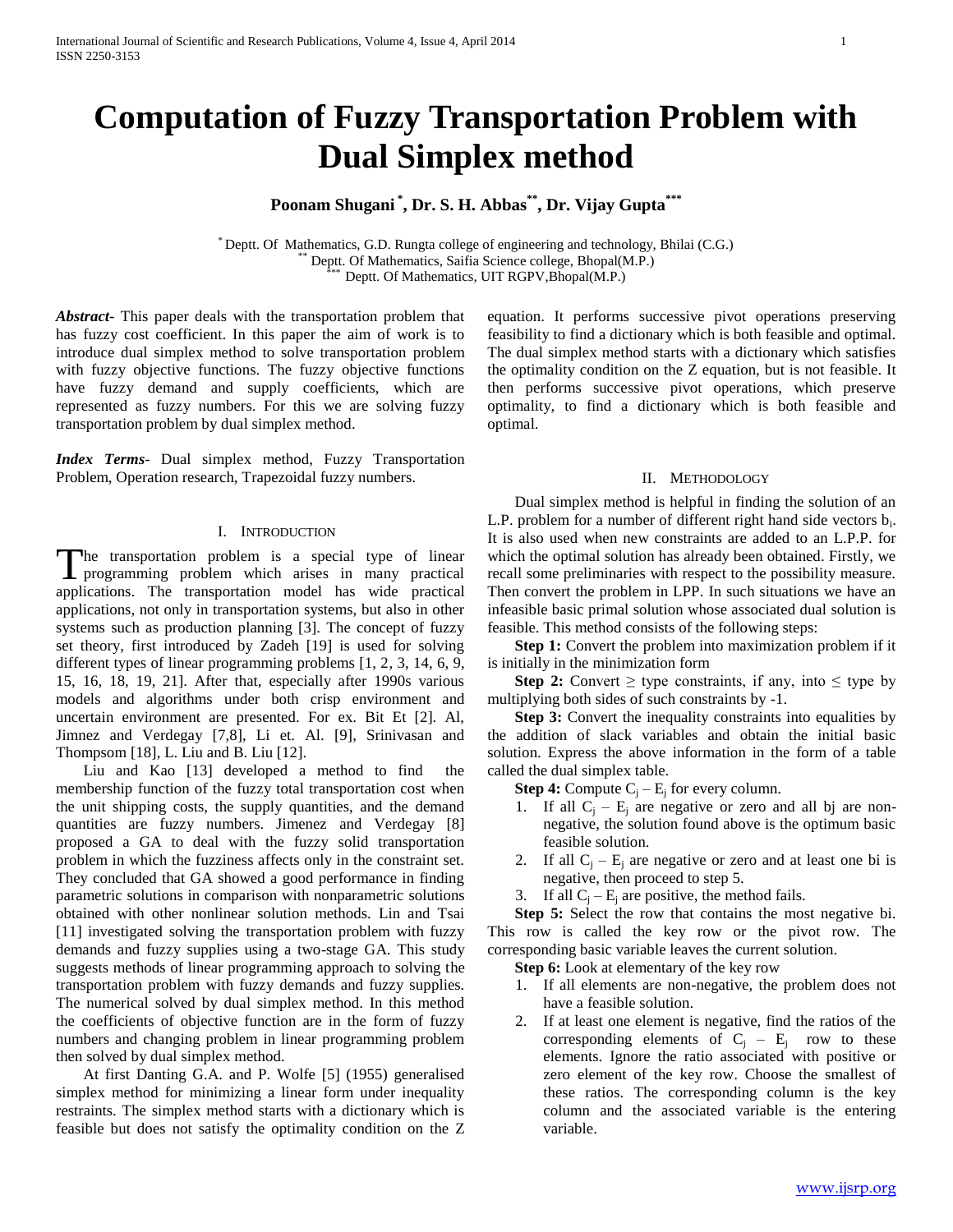# Computation of Fuzzy Transportation Problem with Dual Simplex method

**Poonam Shugani [*], Dr. S. H. Abbas [**], Dr. Vijay Gupta [***]**

[*] Deptt. Of Mathematics, G.D. Rungta college of engineering and technology, Bhilai (C.G.)
[**] Deptt. Of Mathematics, Saifia Science college, Bhopal(M.P.)
[***] Deptt. Of Mathematics, UIT RGPV,Bhopal(M.P.)

***Abstract-*** This paper deals with the transportation problem that has fuzzy cost coefficient. In this paper the aim of work is to introduce dual simplex method to solve transportation problem with fuzzy objective functions. The fuzzy objective functions have fuzzy demand and supply coefficients, which are represented as fuzzy numbers. For this we are solving fuzzy transportation problem by dual simplex method.

***Index Terms-*** Dual simplex method, Fuzzy Transportation Problem, Operation research, Trapezoidal fuzzy numbers.

## I. Introduction

The transportation problem is a special type of linear programming problem which arises in many practical applications. The transportation model has wide practical applications, not only in transportation systems, but also in other systems such as production planning [3]. The concept of fuzzy set theory, first introduced by Zadeh [19] is used for solving different types of linear programming problems [1, 2, 3, 14, 6, 9, 15, 16, 18, 19, 21]. After that, especially after 1990s various models and algorithms under both crisp environment and uncertain environment are presented. For ex. Bit Et [2]. Al, Jimnez and Verdegay [7,8], Li et. Al. [9], Srinivasan and Thompsom [18], L. Liu and B. Liu [12].

Liu and Kao [13] developed a method to find the membership function of the fuzzy total transportation cost when the unit shipping costs, the supply quantities, and the demand quantities are fuzzy numbers. Jimenez and Verdegay [8] proposed a GA to deal with the fuzzy solid transportation problem in which the fuzziness affects only in the constraint set. They concluded that GA showed a good performance in finding parametric solutions in comparison with nonparametric solutions obtained with other nonlinear solution methods. Lin and Tsai [11] investigated solving the transportation problem with fuzzy demands and fuzzy supplies using a two-stage GA. This study suggests methods of linear programming approach to solving the transportation problem with fuzzy demands and fuzzy supplies. The numerical solved by dual simplex method. In this method the coefficients of objective function are in the form of fuzzy numbers and changing problem in linear programming problem then solved by dual simplex method.

At first Danting G.A. and P. Wolfe [5] (1955) generalised simplex method for minimizing a linear form under inequality restraints. The simplex method starts with a dictionary which is feasible but does not satisfy the optimality condition on the Z equation. It performs successive pivot operations preserving feasibility to find a dictionary which is both feasible and optimal. The dual simplex method starts with a dictionary which satisfies the optimality condition on the Z equation, but is not feasible. It then performs successive pivot operations, which preserve optimality, to find a dictionary which is both feasible and optimal.

## II. Methodology

Dual simplex method is helpful in finding the solution of an L.P. problem for a number of different right hand side vectors $b_i$. It is also used when new constraints are added to an L.P.P. for which the optimal solution has already been obtained. Firstly, we recall some preliminaries with respect to the possibility measure. Then convert the problem in LPP. In such situations we have an infeasible basic primal solution whose associated dual solution is feasible. This method consists of the following steps:

**Step 1:** Convert the problem into maximization problem if it is initially in the minimization form

**Step 2:** Convert $\geq$ type constraints, if any, into $\leq$ type by multiplying both sides of such constraints by -1.

**Step 3:** Convert the inequality constraints into equalities by the addition of slack variables and obtain the initial basic solution. Express the above information in the form of a table called the dual simplex table.

**Step 4:** Compute $C_j - E_j$ for every column.

1. If all $C_j - E_j$ are negative or zero and all bj are non-negative, the solution found above is the optimum basic feasible solution.
2. If all $C_j - E_j$ are negative or zero and at least one bi is negative, then proceed to step 5.
3. If all $C_j - E_j$ are positive, the method fails.

**Step 5:** Select the row that contains the most negative bi. This row is called the key row or the pivot row. The corresponding basic variable leaves the current solution.

**Step 6:** Look at elementary of the key row

1. If all elements are non-negative, the problem does not have a feasible solution.
2. If at least one element is negative, find the ratios of the corresponding elements of $C_j - E_j$ row to these elements. Ignore the ratio associated with positive or zero element of the key row. Choose the smallest of these ratios. The corresponding column is the key column and the associated variable is the entering variable.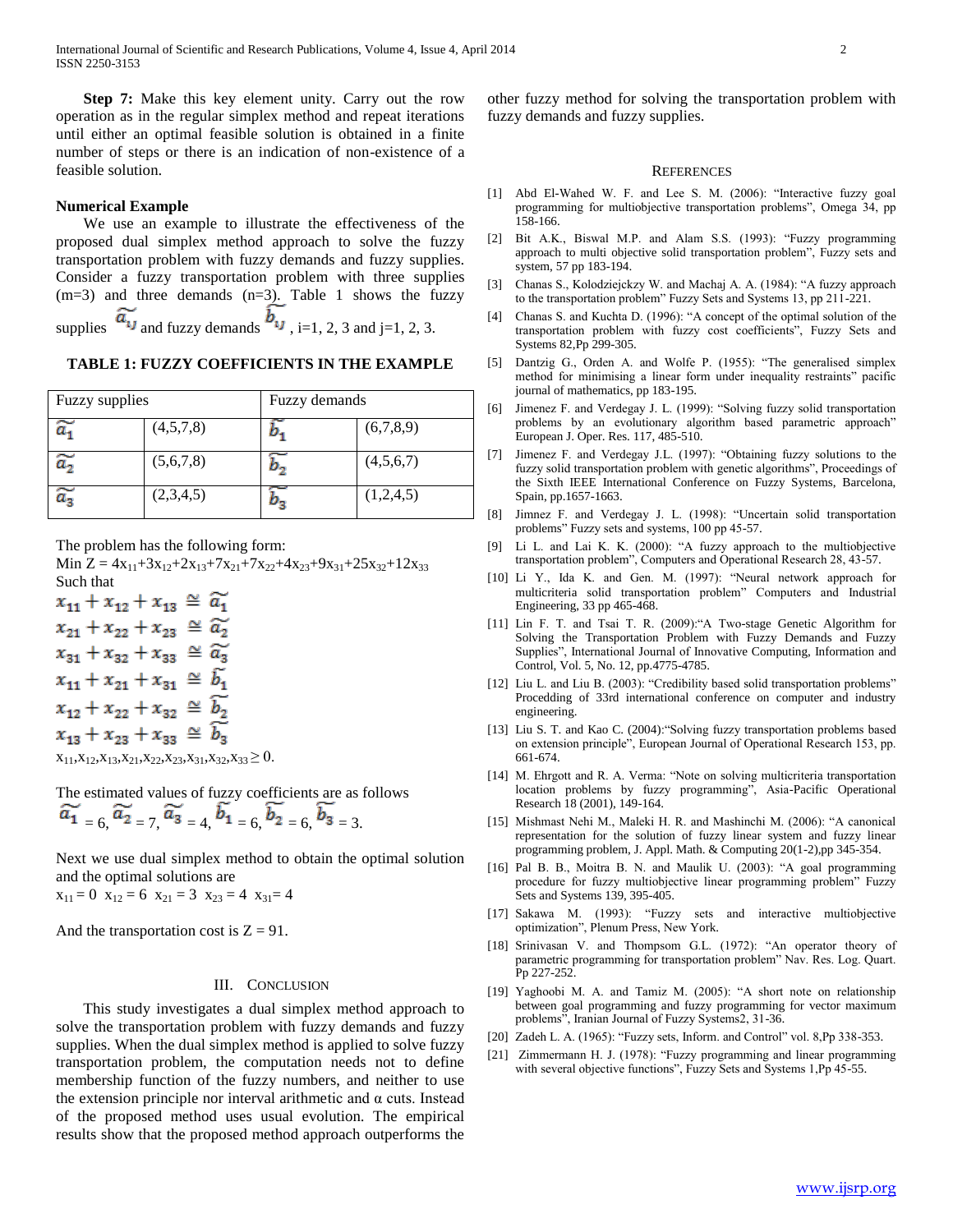**Step 7:** Make this key element unity. Carry out the row operation as in the regular simplex method and repeat iterations until either an optimal feasible solution is obtained in a finite number of steps or there is an indication of non-existence of a feasible solution.

**Numerical Example**

We use an example to illustrate the effectiveness of the proposed dual simplex method approach to solve the fuzzy transportation problem with fuzzy demands and fuzzy supplies. Consider a fuzzy transportation problem with three supplies (m=3) and three demands (n=3). Table 1 shows the fuzzy supplies $\widetilde{a_{ij}}$ and fuzzy demands $\widetilde{b_{ij}}$ , i=1, 2, 3 and j=1, 2, 3.

**TABLE 1: FUZZY COEFFICIENTS IN THE EXAMPLE**

| Fuzzy supplies | | Fuzzy demands | |
|---|---|---|---|
| $\widetilde{a_1}$ | (4,5,7,8) | $\widetilde{b_1}$ | (6,7,8,9) |
| $\widetilde{a_2}$ | (5,6,7,8) | $\widetilde{b_2}$ | (4,5,6,7) |
| $\widetilde{a_3}$ | (2,3,4,5) | $\widetilde{b_3}$ | (1,2,4,5) |

The problem has the following form:

Min $Z = 4x_{11}+3x_{12}+2x_{13}+7x_{21}+7x_{22}+4x_{23}+9x_{31}+25x_{32}+12x_{33}$

Such that

$$x_{11} + x_{12} + x_{13} \cong \widetilde{a_1}$$
$$x_{21} + x_{22} + x_{23} \cong \widetilde{a_2}$$
$$x_{31} + x_{32} + x_{33} \cong \widetilde{a_3}$$
$$x_{11} + x_{21} + x_{31} \cong \widetilde{b_1}$$
$$x_{12} + x_{22} + x_{32} \cong \widetilde{b_2}$$
$$x_{13} + x_{23} + x_{33} \cong \widetilde{b_3}$$

$x_{11},x_{12},x_{13},x_{21},x_{22},x_{23},x_{31},x_{32},x_{33} \geq 0.$

The estimated values of fuzzy coefficients are as follows

$\widetilde{a_1} = 6, \widetilde{a_2} = 7, \widetilde{a_3} = 4, \widetilde{b_1} = 6, \widetilde{b_2} = 6, \widetilde{b_3} = 3.$

Next we use dual simplex method to obtain the optimal solution and the optimal solutions are

$x_{11} = 0$ $x_{12} = 6$ $x_{21} = 3$ $x_{23} = 4$ $x_{31} = 4$

And the transportation cost is Z = 91.

## III. Conclusion

This study investigates a dual simplex method approach to solve the transportation problem with fuzzy demands and fuzzy supplies. When the dual simplex method is applied to solve fuzzy transportation problem, the computation needs not to define membership function of the fuzzy numbers, and neither to use the extension principle nor interval arithmetic and α cuts. Instead of the proposed method uses usual evolution. The empirical results show that the proposed method approach outperforms the other fuzzy method for solving the transportation problem with fuzzy demands and fuzzy supplies.

## References

[1] Abd El-Wahed W. F. and Lee S. M. (2006): "Interactive fuzzy goal programming for multiobjective transportation problems", Omega 34, pp 158-166.

[2] Bit A.K., Biswal M.P. and Alam S.S. (1993): "Fuzzy programming approach to multi objective solid transportation problem", Fuzzy sets and system, 57 pp 183-194.

[3] Chanas S., Kolodziejckzy W. and Machaj A. A. (1984): "A fuzzy approach to the transportation problem" Fuzzy Sets and Systems 13, pp 211-221.

[4] Chanas S. and Kuchta D. (1996): "A concept of the optimal solution of the transportation problem with fuzzy cost coefficients", Fuzzy Sets and Systems 82,Pp 299-305.

[5] Dantzig G., Orden A. and Wolfe P. (1955): "The generalised simplex method for minimising a linear form under inequality restraints" pacific journal of mathematics, pp 183-195.

[6] Jimenez F. and Verdegay J. L. (1999): "Solving fuzzy solid transportation problems by an evolutionary algorithm based parametric approach" European J. Oper. Res. 117, 485-510.

[7] Jimenez F. and Verdegay J.L. (1997): "Obtaining fuzzy solutions to the fuzzy solid transportation problem with genetic algorithms", Proceedings of the Sixth IEEE International Conference on Fuzzy Systems, Barcelona, Spain, pp.1657-1663.

[8] Jimnez F. and Verdegay J. L. (1998): "Uncertain solid transportation problems" Fuzzy sets and systems, 100 pp 45-57.

[9] Li L. and Lai K. K. (2000): "A fuzzy approach to the multiobjective transportation problem", Computers and Operational Research 28, 43-57.

[10] Li Y., Ida K. and Gen. M. (1997): "Neural network approach for multicriteria solid transportation problem" Computers and Industrial Engineering, 33 pp 465-468.

[11] Lin F. T. and Tsai T. R. (2009):"A Two-stage Genetic Algorithm for Solving the Transportation Problem with Fuzzy Demands and Fuzzy Supplies", International Journal of Innovative Computing, Information and Control, Vol. 5, No. 12, pp.4775-4785.

[12] Liu L. and Liu B. (2003): "Credibility based solid transportation problems" Procedding of 33rd international conference on computer and industry engineering.

[13] Liu S. T. and Kao C. (2004):"Solving fuzzy transportation problems based on extension principle", European Journal of Operational Research 153, pp. 661-674.

[14] M. Ehrgott and R. A. Verma: "Note on solving multicriteria transportation location problems by fuzzy programming", Asia-Pacific Operational Research 18 (2001), 149-164.

[15] Mishmast Nehi M., Maleki H. R. and Mashinchi M. (2006): "A canonical representation for the solution of fuzzy linear system and fuzzy linear programming problem, J. Appl. Math. & Computing 20(1-2),pp 345-354.

[16] Pal B. B., Moitra B. N. and Maulik U. (2003): "A goal programming procedure for fuzzy multiobjective linear programming problem" Fuzzy Sets and Systems 139, 395-405.

[17] Sakawa M. (1993): "Fuzzy sets and interactive multiobjective optimization", Plenum Press, New York.

[18] Srinivasan V. and Thompsom G.L. (1972): "An operator theory of parametric programming for transportation problem" Nav. Res. Log. Quart. Pp 227-252.

[19] Yaghoobi M. A. and Tamiz M. (2005): "A short note on relationship between goal programming and fuzzy programming for vector maximum problems", Iranian Journal of Fuzzy Systems2, 31-36.

[20] Zadeh L. A. (1965): "Fuzzy sets, Inform. and Control" vol. 8,Pp 338-353.

[21] Zimmermann H. J. (1978): "Fuzzy programming and linear programming with several objective functions", Fuzzy Sets and Systems 1,Pp 45-55.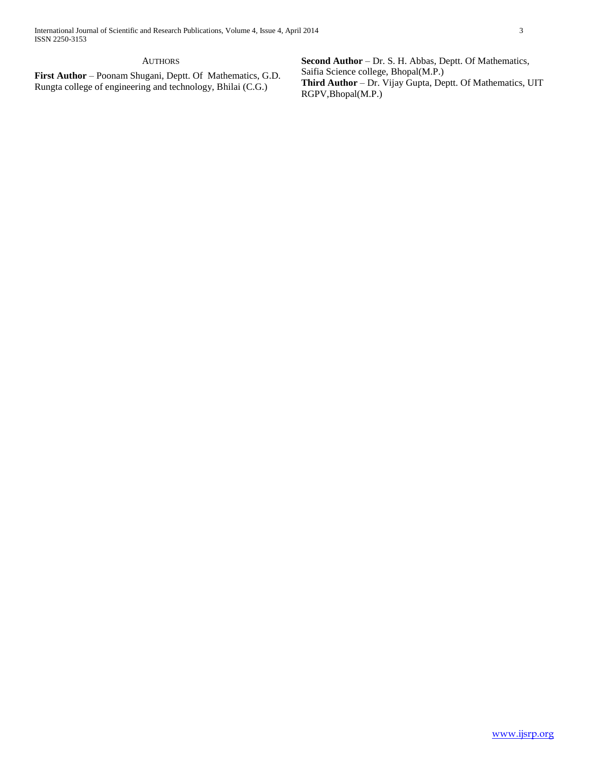## AUTHORS

**First Author** – Poonam Shugani, Deptt. Of Mathematics, G.D. Rungta college of engineering and technology, Bhilai (C.G.)

**Second Author** – Dr. S. H. Abbas, Deptt. Of Mathematics, Saifia Science college, Bhopal(M.P.)

**Third Author** – Dr. Vijay Gupta, Deptt. Of Mathematics, UIT RGPV,Bhopal(M.P.)